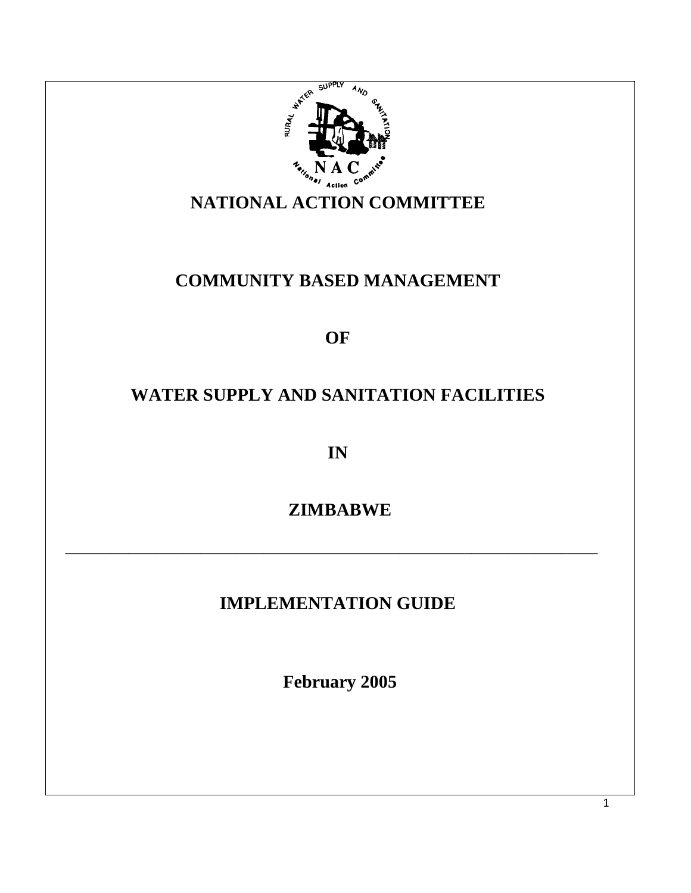# NATIONAL ACTION COMMITTEE

## COMMUNITY BASED MANAGEMENT

## OF

## WATER SUPPLY AND SANITATION FACILITIES

## IN

## ZIMBABWE

---

## IMPLEMENTATION GUIDE

**February 2005**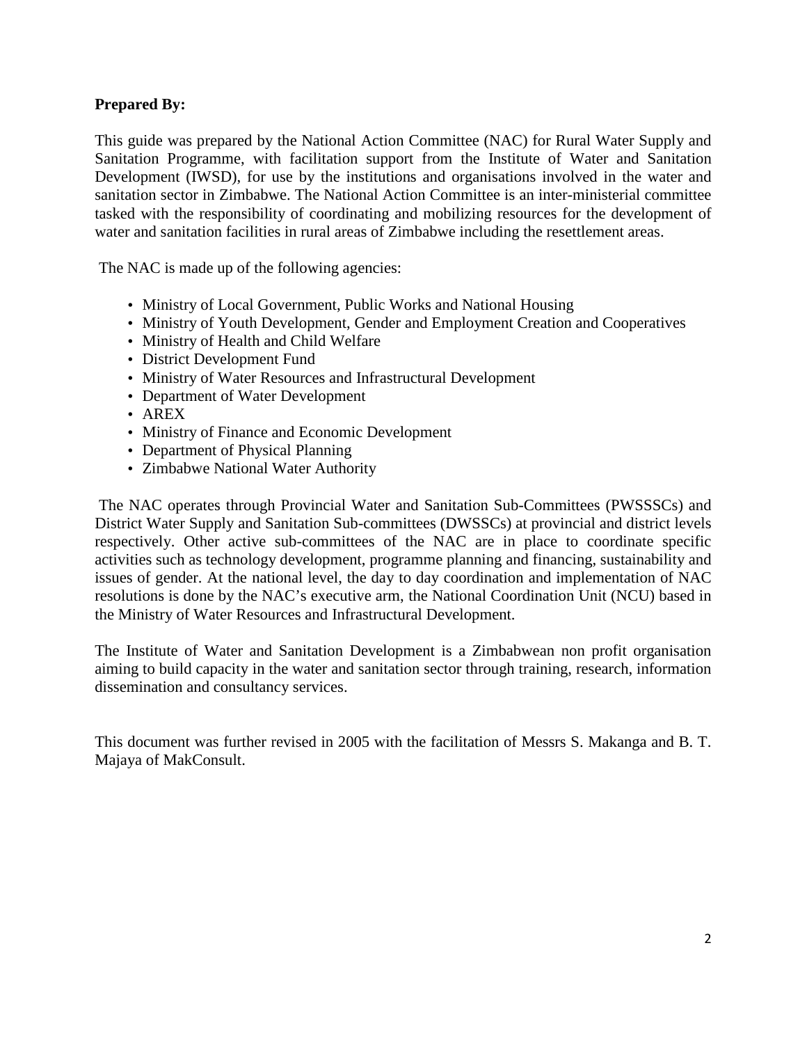**Prepared By:**

This guide was prepared by the National Action Committee (NAC) for Rural Water Supply and Sanitation Programme, with facilitation support from the Institute of Water and Sanitation Development (IWSD), for use by the institutions and organisations involved in the water and sanitation sector in Zimbabwe. The National Action Committee is an inter-ministerial committee tasked with the responsibility of coordinating and mobilizing resources for the development of water and sanitation facilities in rural areas of Zimbabwe including the resettlement areas.

The NAC is made up of the following agencies:

- Ministry of Local Government, Public Works and National Housing
- Ministry of Youth Development, Gender and Employment Creation and Cooperatives
- Ministry of Health and Child Welfare
- District Development Fund
- Ministry of Water Resources and Infrastructural Development
- Department of Water Development
- AREX
- Ministry of Finance and Economic Development
- Department of Physical Planning
- Zimbabwe National Water Authority

The NAC operates through Provincial Water and Sanitation Sub-Committees (PWSSSCs) and District Water Supply and Sanitation Sub-committees (DWSSCs) at provincial and district levels respectively. Other active sub-committees of the NAC are in place to coordinate specific activities such as technology development, programme planning and financing, sustainability and issues of gender. At the national level, the day to day coordination and implementation of NAC resolutions is done by the NAC's executive arm, the National Coordination Unit (NCU) based in the Ministry of Water Resources and Infrastructural Development.

The Institute of Water and Sanitation Development is a Zimbabwean non profit organisation aiming to build capacity in the water and sanitation sector through training, research, information dissemination and consultancy services.

This document was further revised in 2005 with the facilitation of Messrs S. Makanga and B. T. Majaya of MakConsult.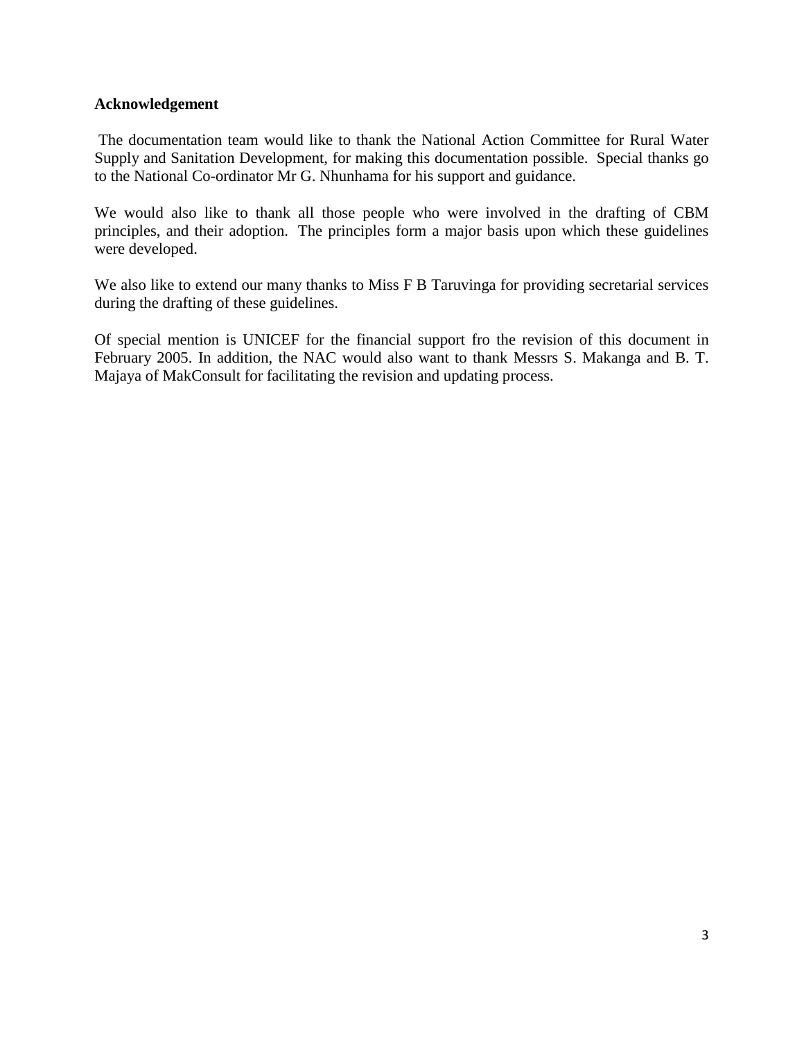**Acknowledgement**

The documentation team would like to thank the National Action Committee for Rural Water Supply and Sanitation Development, for making this documentation possible. Special thanks go to the National Co-ordinator Mr G. Nhunhama for his support and guidance.

We would also like to thank all those people who were involved in the drafting of CBM principles, and their adoption. The principles form a major basis upon which these guidelines were developed.

We also like to extend our many thanks to Miss F B Taruvinga for providing secretarial services during the drafting of these guidelines.

Of special mention is UNICEF for the financial support fro the revision of this document in February 2005. In addition, the NAC would also want to thank Messrs S. Makanga and B. T. Majaya of MakConsult for facilitating the revision and updating process.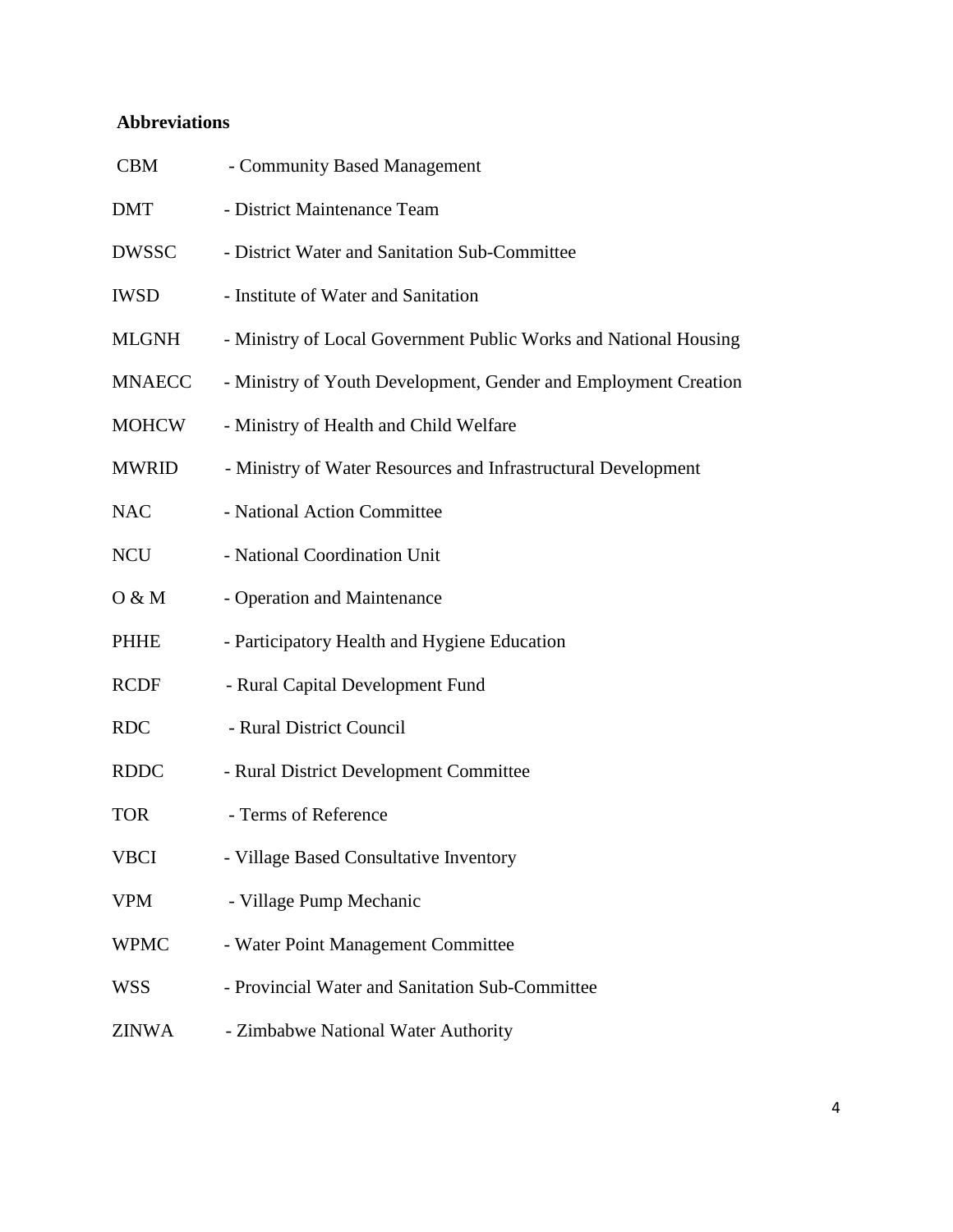## Abbreviations

| | |
|---|---|
| CBM | - Community Based Management |
| DMT | - District Maintenance Team |
| DWSSC | - District Water and Sanitation Sub-Committee |
| IWSD | - Institute of Water and Sanitation |
| MLGNH | - Ministry of Local Government Public Works and National Housing |
| MNAECC | - Ministry of Youth Development, Gender and Employment Creation |
| MOHCW | - Ministry of Health and Child Welfare |
| MWRID | - Ministry of Water Resources and Infrastructural Development |
| NAC | - National Action Committee |
| NCU | - National Coordination Unit |
| O & M | - Operation and Maintenance |
| PHHE | - Participatory Health and Hygiene Education |
| RCDF | - Rural Capital Development Fund |
| RDC | - Rural District Council |
| RDDC | - Rural District Development Committee |
| TOR | - Terms of Reference |
| VBCI | - Village Based Consultative Inventory |
| VPM | - Village Pump Mechanic |
| WPMC | - Water Point Management Committee |
| WSS | - Provincial Water and Sanitation Sub-Committee |
| ZINWA | - Zimbabwe National Water Authority |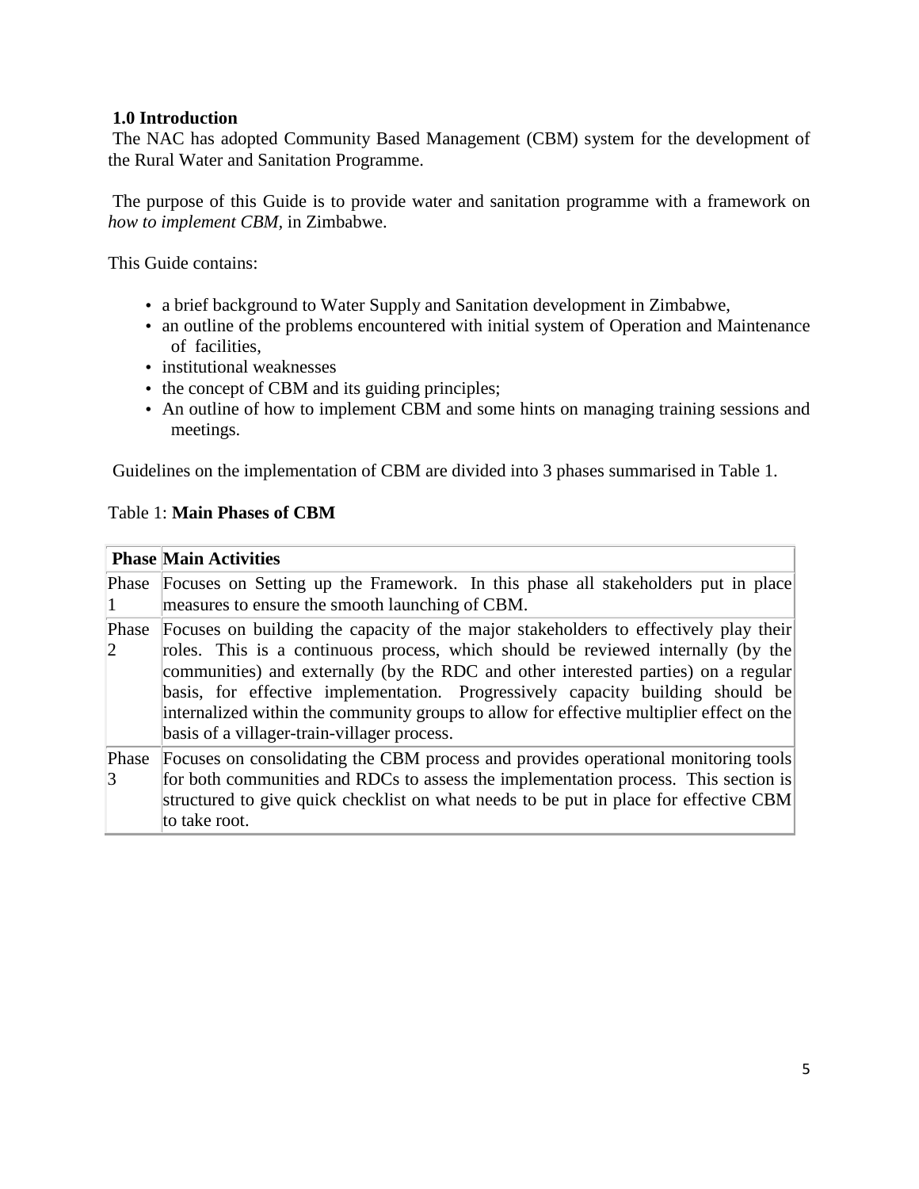## 1.0 Introduction

The NAC has adopted Community Based Management (CBM) system for the development of the Rural Water and Sanitation Programme.

The purpose of this Guide is to provide water and sanitation programme with a framework on *how to implement CBM,* in Zimbabwe.

This Guide contains:

- a brief background to Water Supply and Sanitation development in Zimbabwe,
- an outline of the problems encountered with initial system of Operation and Maintenance of facilities,
- institutional weaknesses
- the concept of CBM and its guiding principles;
- An outline of how to implement CBM and some hints on managing training sessions and meetings.

Guidelines on the implementation of CBM are divided into 3 phases summarised in Table 1.

Table 1: **Main Phases of CBM**

| Phase | Main Activities |
|---|---|
| Phase 1 | Focuses on Setting up the Framework. In this phase all stakeholders put in place measures to ensure the smooth launching of CBM. |
| Phase 2 | Focuses on building the capacity of the major stakeholders to effectively play their roles. This is a continuous process, which should be reviewed internally (by the communities) and externally (by the RDC and other interested parties) on a regular basis, for effective implementation. Progressively capacity building should be internalized within the community groups to allow for effective multiplier effect on the basis of a villager-train-villager process. |
| Phase 3 | Focuses on consolidating the CBM process and provides operational monitoring tools for both communities and RDCs to assess the implementation process. This section is structured to give quick checklist on what needs to be put in place for effective CBM to take root. |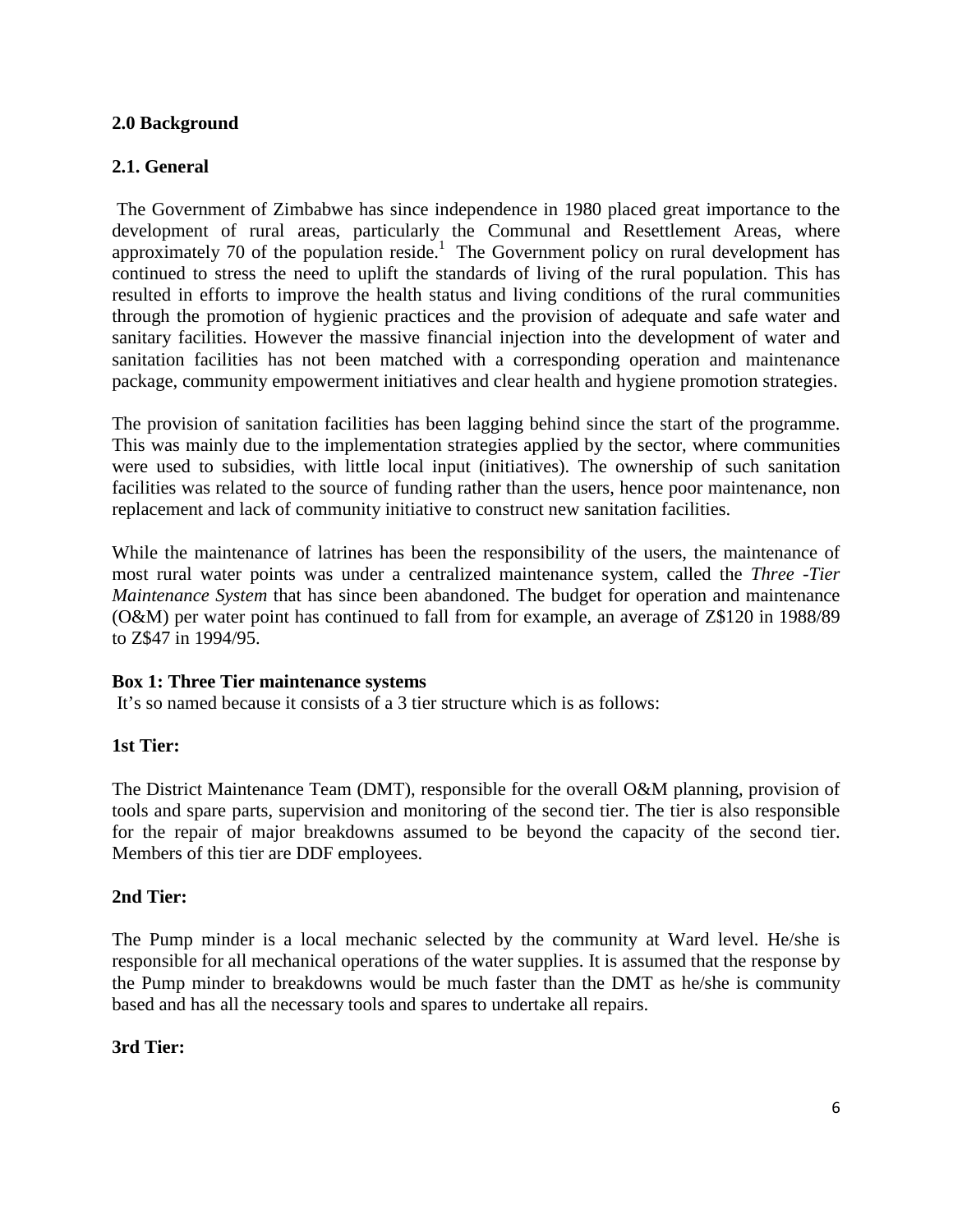## 2.0 Background

### 2.1. General

The Government of Zimbabwe has since independence in 1980 placed great importance to the development of rural areas, particularly the Communal and Resettlement Areas, where approximately 70 of the population reside.[1] The Government policy on rural development has continued to stress the need to uplift the standards of living of the rural population. This has resulted in efforts to improve the health status and living conditions of the rural communities through the promotion of hygienic practices and the provision of adequate and safe water and sanitary facilities. However the massive financial injection into the development of water and sanitation facilities has not been matched with a corresponding operation and maintenance package, community empowerment initiatives and clear health and hygiene promotion strategies.

The provision of sanitation facilities has been lagging behind since the start of the programme. This was mainly due to the implementation strategies applied by the sector, where communities were used to subsidies, with little local input (initiatives). The ownership of such sanitation facilities was related to the source of funding rather than the users, hence poor maintenance, non replacement and lack of community initiative to construct new sanitation facilities.

While the maintenance of latrines has been the responsibility of the users, the maintenance of most rural water points was under a centralized maintenance system, called the *Three -Tier Maintenance System* that has since been abandoned. The budget for operation and maintenance (O&M) per water point has continued to fall from for example, an average of Z$120 in 1988/89 to Z$47 in 1994/95.

**Box 1: Three Tier maintenance systems**

It's so named because it consists of a 3 tier structure which is as follows:

**1st Tier:**

The District Maintenance Team (DMT), responsible for the overall O&M planning, provision of tools and spare parts, supervision and monitoring of the second tier. The tier is also responsible for the repair of major breakdowns assumed to be beyond the capacity of the second tier. Members of this tier are DDF employees.

**2nd Tier:**

The Pump minder is a local mechanic selected by the community at Ward level. He/she is responsible for all mechanical operations of the water supplies. It is assumed that the response by the Pump minder to breakdowns would be much faster than the DMT as he/she is community based and has all the necessary tools and spares to undertake all repairs.

**3rd Tier:**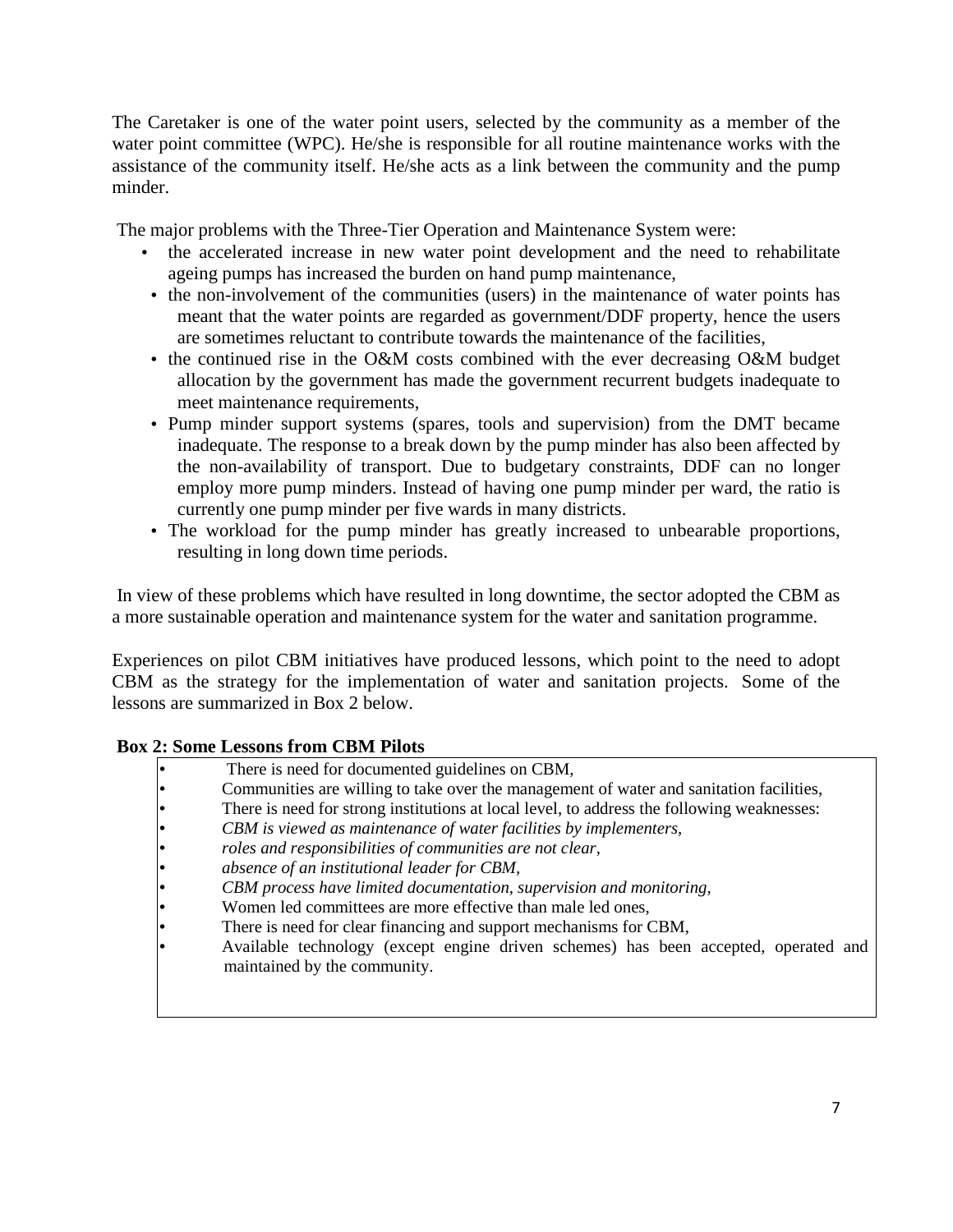The Caretaker is one of the water point users, selected by the community as a member of the water point committee (WPC). He/she is responsible for all routine maintenance works with the assistance of the community itself. He/she acts as a link between the community and the pump minder.

The major problems with the Three-Tier Operation and Maintenance System were:

- the accelerated increase in new water point development and the need to rehabilitate ageing pumps has increased the burden on hand pump maintenance,
- the non-involvement of the communities (users) in the maintenance of water points has meant that the water points are regarded as government/DDF property, hence the users are sometimes reluctant to contribute towards the maintenance of the facilities,
- the continued rise in the O&M costs combined with the ever decreasing O&M budget allocation by the government has made the government recurrent budgets inadequate to meet maintenance requirements,
- Pump minder support systems (spares, tools and supervision) from the DMT became inadequate. The response to a break down by the pump minder has also been affected by the non-availability of transport. Due to budgetary constraints, DDF can no longer employ more pump minders. Instead of having one pump minder per ward, the ratio is currently one pump minder per five wards in many districts.
- The workload for the pump minder has greatly increased to unbearable proportions, resulting in long down time periods.

In view of these problems which have resulted in long downtime, the sector adopted the CBM as a more sustainable operation and maintenance system for the water and sanitation programme.

Experiences on pilot CBM initiatives have produced lessons, which point to the need to adopt CBM as the strategy for the implementation of water and sanitation projects. Some of the lessons are summarized in Box 2 below.

**Box 2: Some Lessons from CBM Pilots**

- There is need for documented guidelines on CBM,
- Communities are willing to take over the management of water and sanitation facilities,
- There is need for strong institutions at local level, to address the following weaknesses:
- *CBM is viewed as maintenance of water facilities by implementers,*
- *roles and responsibilities of communities are not clear,*
- *absence of an institutional leader for CBM,*
- *CBM process have limited documentation, supervision and monitoring,*
- Women led committees are more effective than male led ones,
- There is need for clear financing and support mechanisms for CBM,
- Available technology (except engine driven schemes) has been accepted, operated and maintained by the community.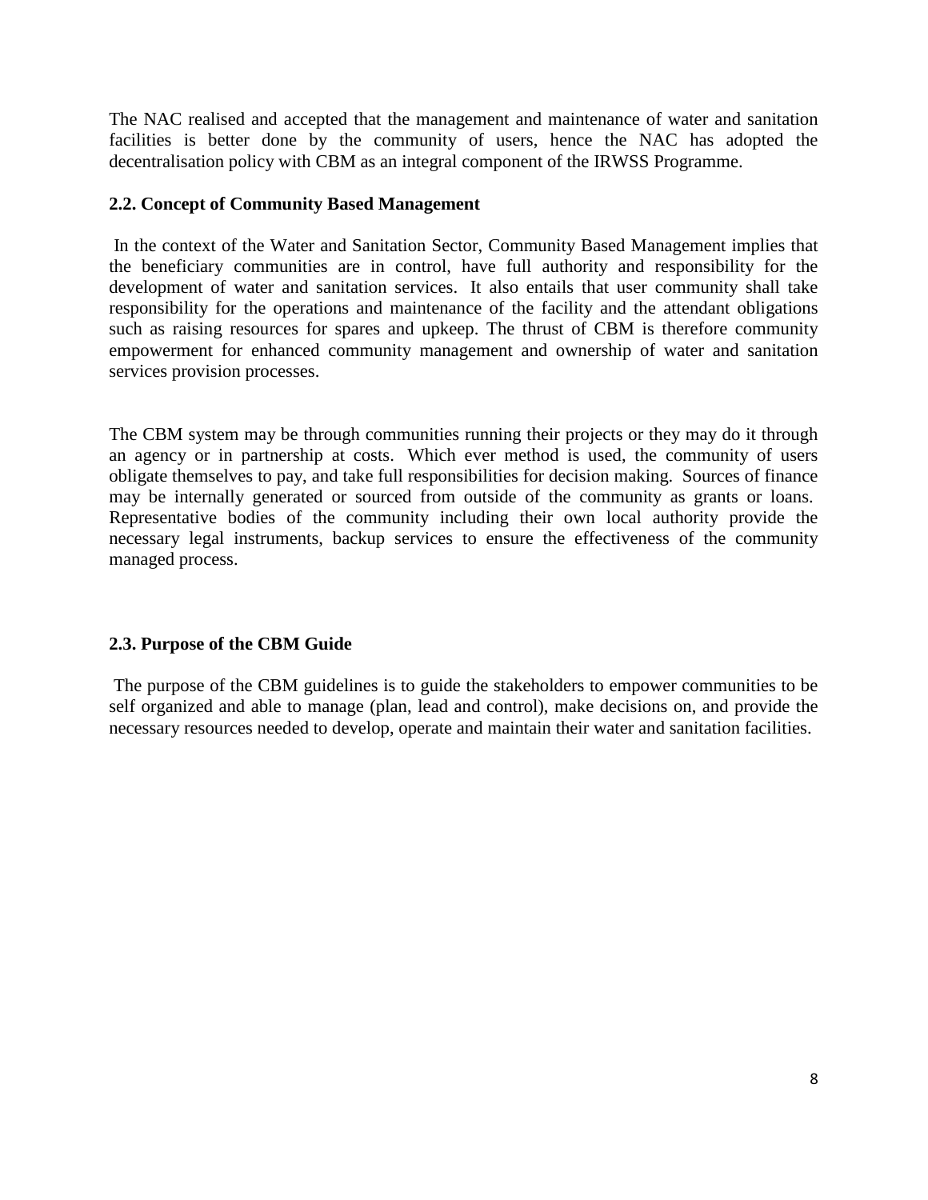The NAC realised and accepted that the management and maintenance of water and sanitation facilities is better done by the community of users, hence the NAC has adopted the decentralisation policy with CBM as an integral component of the IRWSS Programme.

### 2.2. Concept of Community Based Management

In the context of the Water and Sanitation Sector, Community Based Management implies that the beneficiary communities are in control, have full authority and responsibility for the development of water and sanitation services. It also entails that user community shall take responsibility for the operations and maintenance of the facility and the attendant obligations such as raising resources for spares and upkeep. The thrust of CBM is therefore community empowerment for enhanced community management and ownership of water and sanitation services provision processes.

The CBM system may be through communities running their projects or they may do it through an agency or in partnership at costs. Which ever method is used, the community of users obligate themselves to pay, and take full responsibilities for decision making. Sources of finance may be internally generated or sourced from outside of the community as grants or loans. Representative bodies of the community including their own local authority provide the necessary legal instruments, backup services to ensure the effectiveness of the community managed process.

### 2.3. Purpose of the CBM Guide

The purpose of the CBM guidelines is to guide the stakeholders to empower communities to be self organized and able to manage (plan, lead and control), make decisions on, and provide the necessary resources needed to develop, operate and maintain their water and sanitation facilities.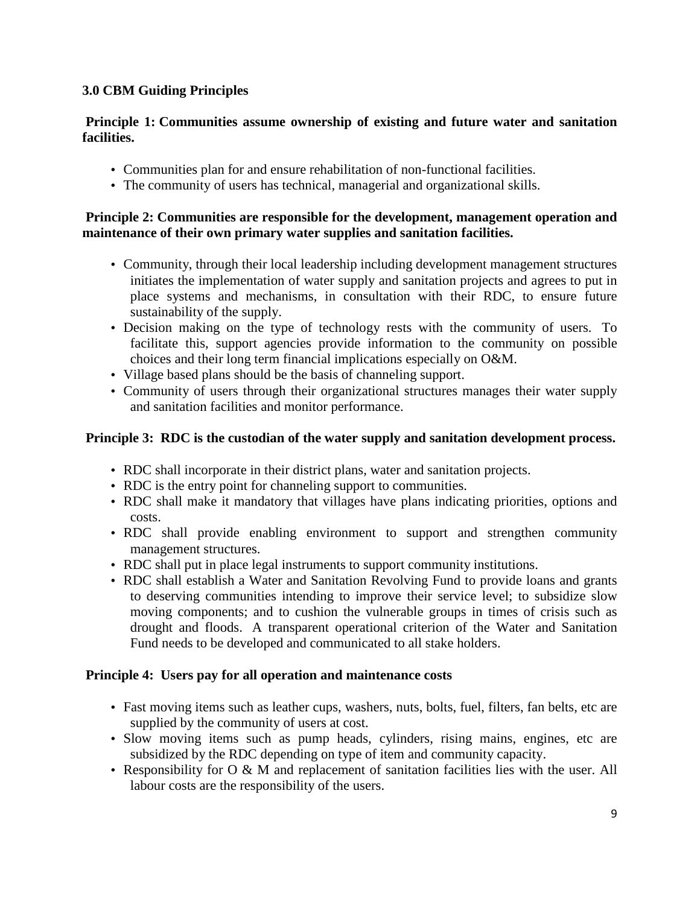### 3.0 CBM Guiding Principles

**Principle 1: Communities assume ownership of existing and future water and sanitation facilities.**

- Communities plan for and ensure rehabilitation of non-functional facilities.
- The community of users has technical, managerial and organizational skills.

**Principle 2: Communities are responsible for the development, management operation and maintenance of their own primary water supplies and sanitation facilities.**

- Community, through their local leadership including development management structures initiates the implementation of water supply and sanitation projects and agrees to put in place systems and mechanisms, in consultation with their RDC, to ensure future sustainability of the supply.
- Decision making on the type of technology rests with the community of users. To facilitate this, support agencies provide information to the community on possible choices and their long term financial implications especially on O&M.
- Village based plans should be the basis of channeling support.
- Community of users through their organizational structures manages their water supply and sanitation facilities and monitor performance.

**Principle 3: RDC is the custodian of the water supply and sanitation development process.**

- RDC shall incorporate in their district plans, water and sanitation projects.
- RDC is the entry point for channeling support to communities.
- RDC shall make it mandatory that villages have plans indicating priorities, options and costs.
- RDC shall provide enabling environment to support and strengthen community management structures.
- RDC shall put in place legal instruments to support community institutions.
- RDC shall establish a Water and Sanitation Revolving Fund to provide loans and grants to deserving communities intending to improve their service level; to subsidize slow moving components; and to cushion the vulnerable groups in times of crisis such as drought and floods. A transparent operational criterion of the Water and Sanitation Fund needs to be developed and communicated to all stake holders.

**Principle 4: Users pay for all operation and maintenance costs**

- Fast moving items such as leather cups, washers, nuts, bolts, fuel, filters, fan belts, etc are supplied by the community of users at cost.
- Slow moving items such as pump heads, cylinders, rising mains, engines, etc are subsidized by the RDC depending on type of item and community capacity.
- Responsibility for O & M and replacement of sanitation facilities lies with the user. All labour costs are the responsibility of the users.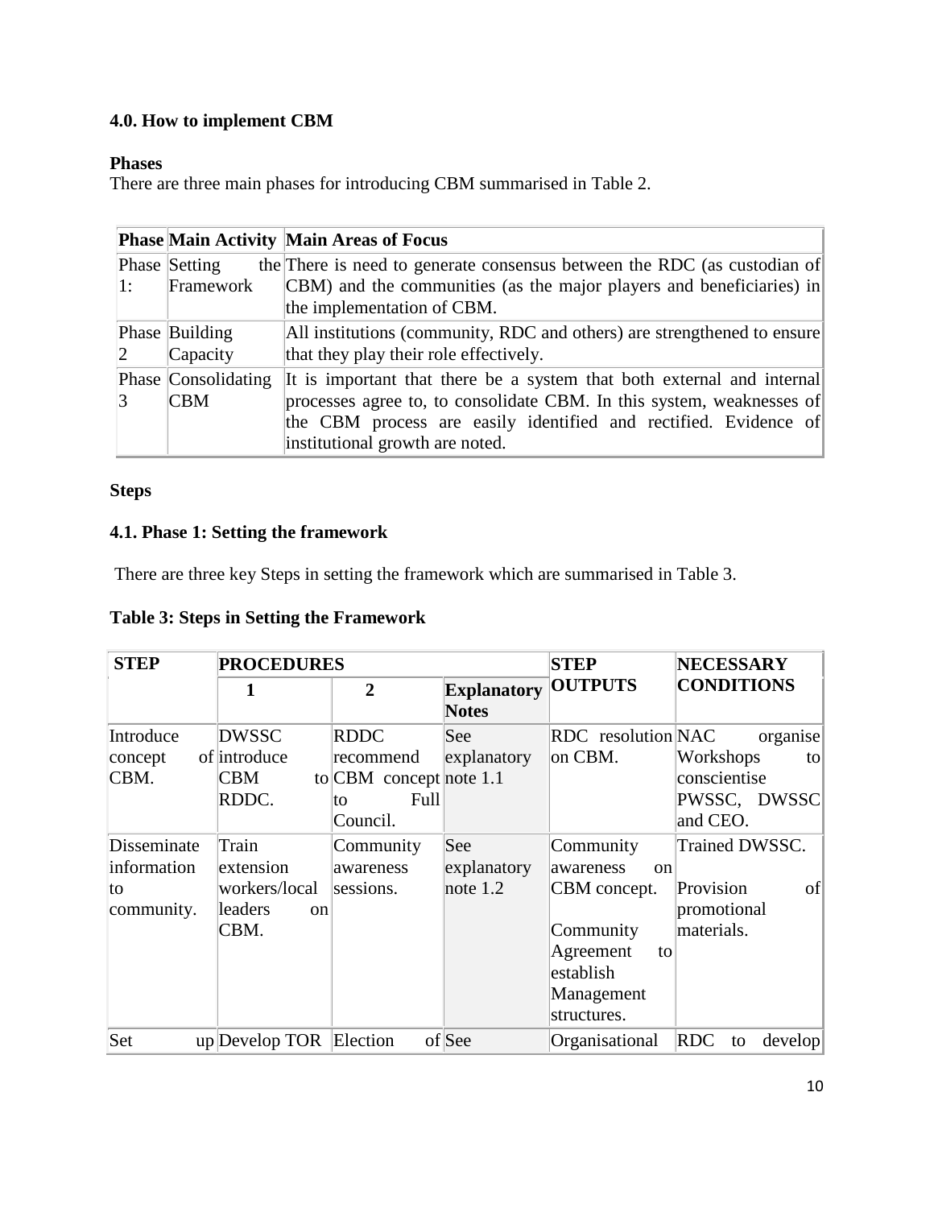### 4.0. How to implement CBM

**Phases**

There are three main phases for introducing CBM summarised in Table 2.

| Phase | Main Activity | Main Areas of Focus |
|---|---|---|
| Phase 1: | Setting the Framework | There is need to generate consensus between the RDC (as custodian of CBM) and the communities (as the major players and beneficiaries) in the implementation of CBM. |
| Phase 2 | Building Capacity | All institutions (community, RDC and others) are strengthened to ensure that they play their role effectively. |
| Phase 3 | Consolidating CBM | It is important that there be a system that both external and internal processes agree to, to consolidate CBM. In this system, weaknesses of the CBM process are easily identified and rectified. Evidence of institutional growth are noted. |

**Steps**

### 4.1. Phase 1: Setting the framework

There are three key Steps in setting the framework which are summarised in Table 3.

**Table 3: Steps in Setting the Framework**

| STEP | PROCEDURES | | | STEP OUTPUTS | NECESSARY CONDITIONS |
|---|---|---|---|---|---|
| | 1 | 2 | Explanatory Notes | | |
| Introduce concept of CBM. | DWSSC introduce CBM to RDDC. | RDDC recommend CBM concept to Full Council. | See explanatory note 1.1 | RDC resolution on CBM. | NAC organise Workshops to conscientise PWSSC, DWSSC and CEO. |
| Disseminate information to community. | Train extension workers/local leaders on CBM. | Community awareness sessions. | See explanatory note 1.2 | Community awareness on CBM concept.<br><br>Community Agreement to establish Management structures. | Trained DWSSC.<br><br>Provision of promotional materials. |
| Set up | Develop TOR | Election of | See | Organisational | RDC to develop |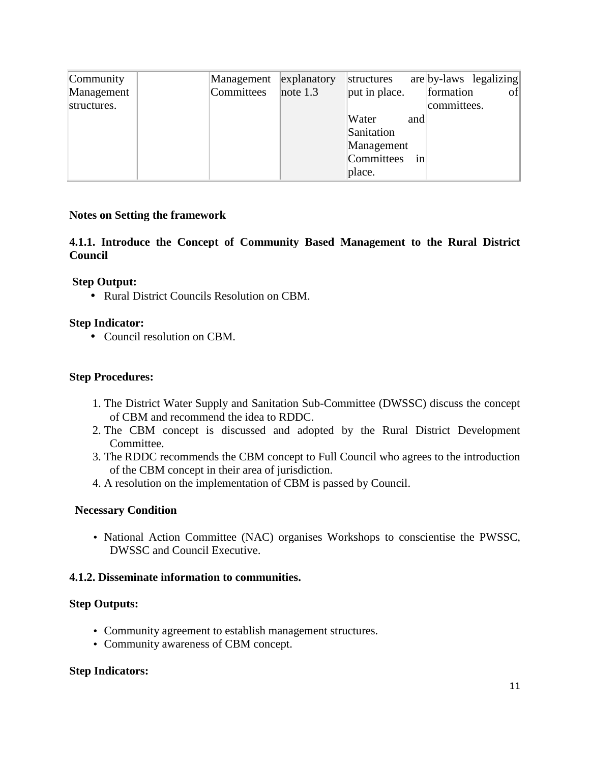| Community Management structures. | | Management Committees | explanatory note 1.3 | structures are put in place.<br><br>Water and Sanitation Management Committees in place. | by-laws legalizing formation of committees. |
|---|---|---|---|---|---|

**Notes on Setting the framework**

**4.1.1. Introduce the Concept of Community Based Management to the Rural District Council**

**Step Output:**

- Rural District Councils Resolution on CBM.

**Step Indicator:**

- Council resolution on CBM.

**Step Procedures:**

1. The District Water Supply and Sanitation Sub-Committee (DWSSC) discuss the concept of CBM and recommend the idea to RDDC.
2. The CBM concept is discussed and adopted by the Rural District Development Committee.
3. The RDDC recommends the CBM concept to Full Council who agrees to the introduction of the CBM concept in their area of jurisdiction.
4. A resolution on the implementation of CBM is passed by Council.

**Necessary Condition**

- National Action Committee (NAC) organises Workshops to conscientise the PWSSC, DWSSC and Council Executive.

**4.1.2. Disseminate information to communities.**

**Step Outputs:**

- Community agreement to establish management structures.
- Community awareness of CBM concept.

**Step Indicators:**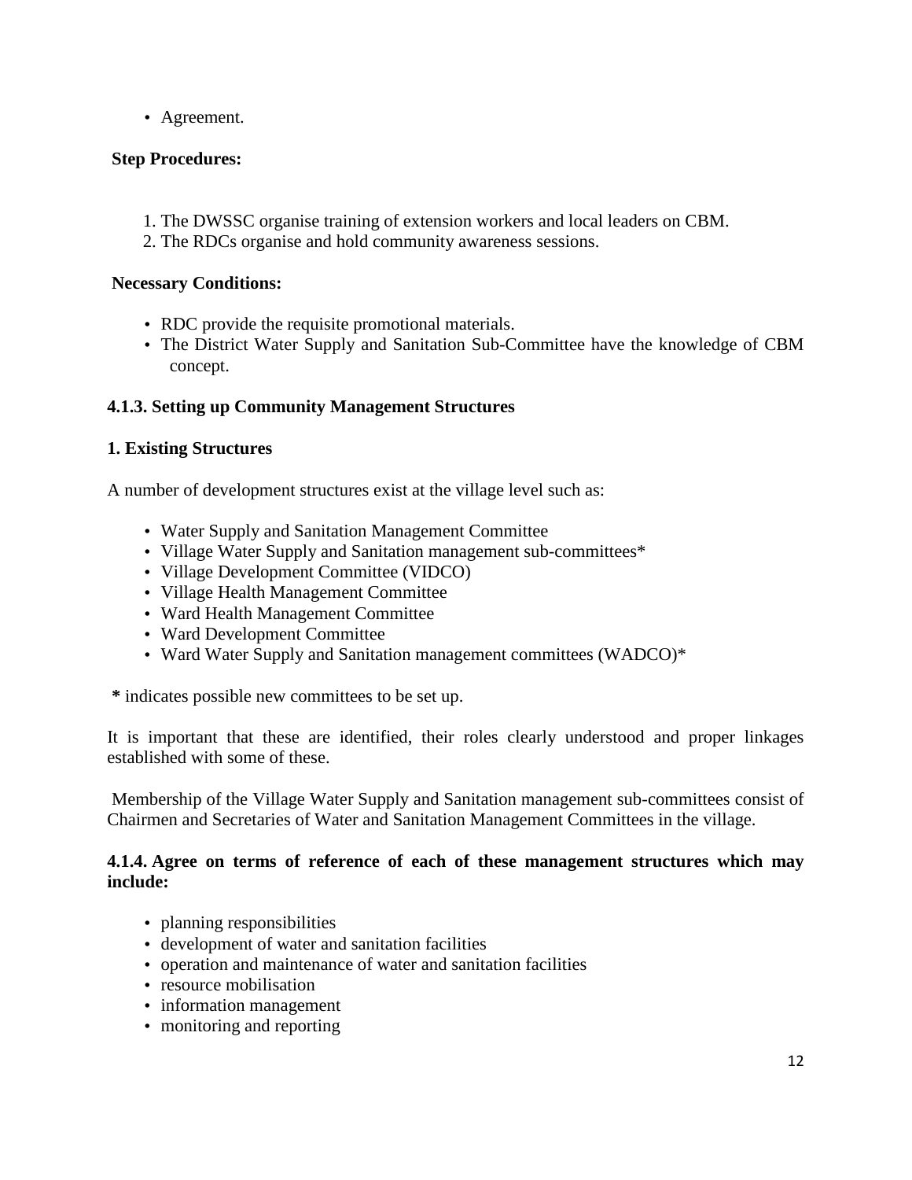- Agreement.

**Step Procedures:**

1. The DWSSC organise training of extension workers and local leaders on CBM.
2. The RDCs organise and hold community awareness sessions.

**Necessary Conditions:**

- RDC provide the requisite promotional materials.
- The District Water Supply and Sanitation Sub-Committee have the knowledge of CBM concept.

### 4.1.3. Setting up Community Management Structures

#### 1. Existing Structures

A number of development structures exist at the village level such as:

- Water Supply and Sanitation Management Committee
- Village Water Supply and Sanitation management sub-committees*
- Village Development Committee (VIDCO)
- Village Health Management Committee
- Ward Health Management Committee
- Ward Development Committee
- Ward Water Supply and Sanitation management committees (WADCO)*

**\*** indicates possible new committees to be set up.

It is important that these are identified, their roles clearly understood and proper linkages established with some of these.

Membership of the Village Water Supply and Sanitation management sub-committees consist of Chairmen and Secretaries of Water and Sanitation Management Committees in the village.

### 4.1.4. Agree on terms of reference of each of these management structures which may include:

- planning responsibilities
- development of water and sanitation facilities
- operation and maintenance of water and sanitation facilities
- resource mobilisation
- information management
- monitoring and reporting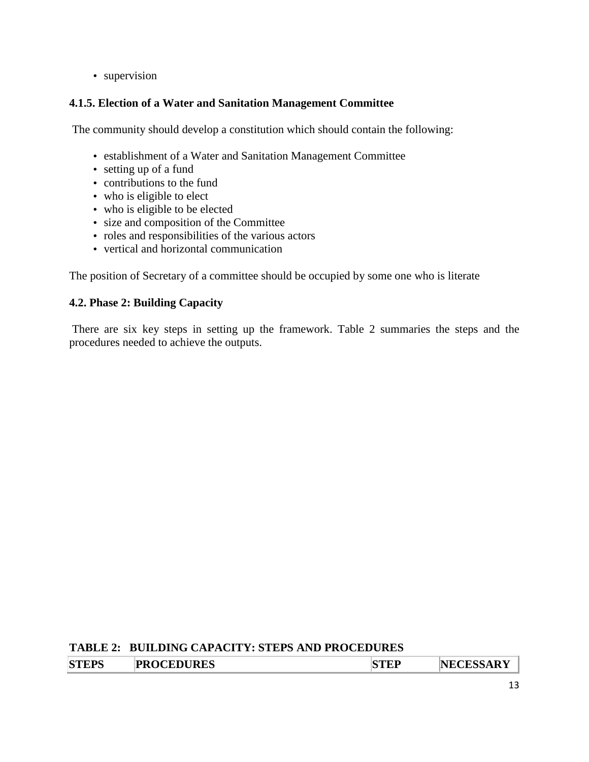- supervision

### 4.1.5. Election of a Water and Sanitation Management Committee

The community should develop a constitution which should contain the following:

- establishment of a Water and Sanitation Management Committee
- setting up of a fund
- contributions to the fund
- who is eligible to elect
- who is eligible to be elected
- size and composition of the Committee
- roles and responsibilities of the various actors
- vertical and horizontal communication

The position of Secretary of a committee should be occupied by some one who is literate

### 4.2. Phase 2: Building Capacity

There are six key steps in setting up the framework. Table 2 summaries the steps and the procedures needed to achieve the outputs.

**TABLE 2: BUILDING CAPACITY: STEPS AND PROCEDURES**

| STEPS | PROCEDURES | STEP | NECESSARY |
|---|---|---|---|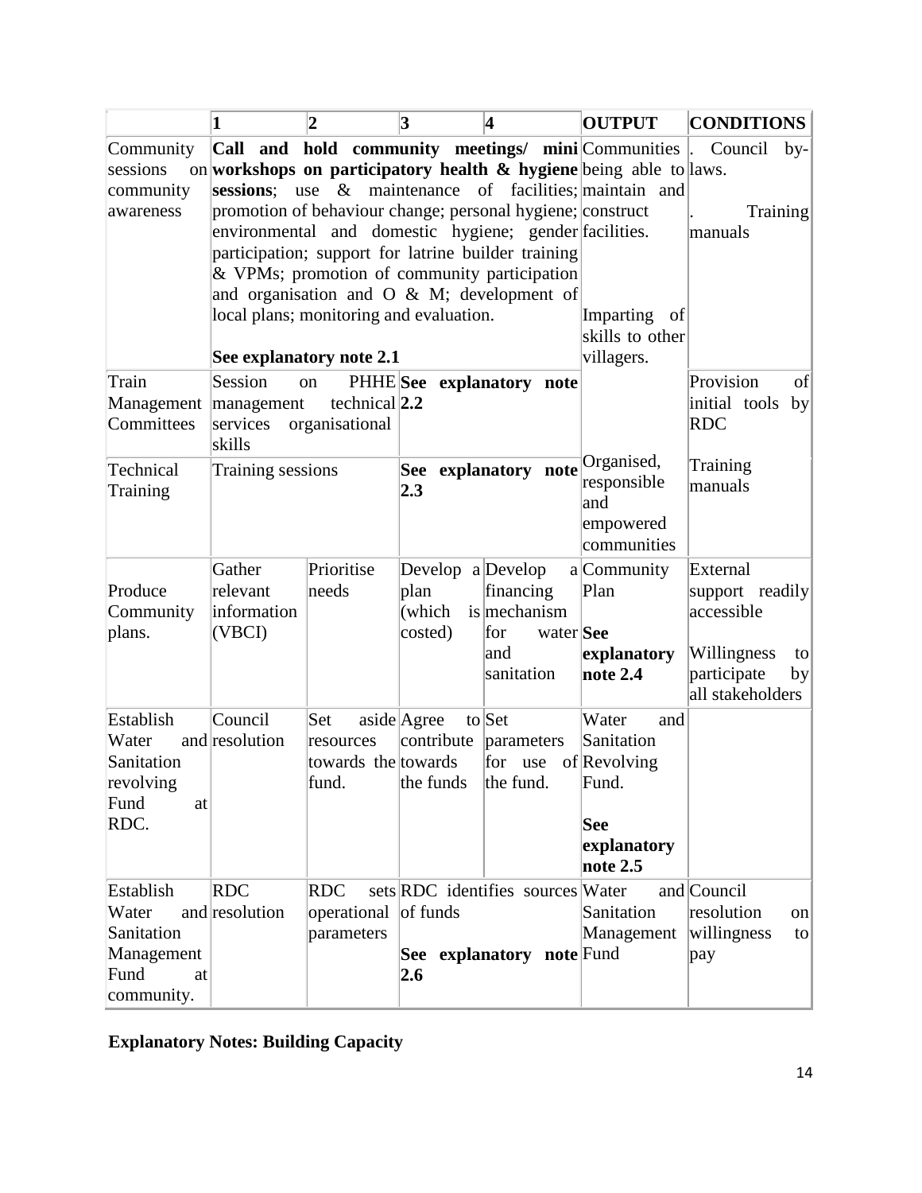| | 1 | 2 | 3 | 4 | OUTPUT | CONDITIONS |
|---|---|---|---|---|---|---|
| Community sessions on community awareness | **Call and hold community meetings/ mini workshops on participatory health & hygiene sessions**; use & maintenance of facilities; promotion of behaviour change; personal hygiene; environmental and domestic hygiene; gender participation; support for latrine builder training & VPMs; promotion of community participation and organisation and O & M; development of local plans; monitoring and evaluation.<br><br>**See explanatory note 2.1** | | | | Communities being able to maintain and construct facilities.<br><br>Imparting of skills to other villagers. | . Council by-laws.<br><br>. Training manuals |
| Train Management Committees | Session on PHHE management technical services organisational skills | | **See explanatory note 2.2** | | | Provision of initial tools by RDC |
| Technical Training | Training sessions | | **See explanatory note 2.3** | | Organised, responsible and empowered communities | Training manuals |
| Produce Community plans. | Gather relevant information (VBCI) | Prioritise needs | Develop a plan (which is costed) | Develop a financing mechanism for water and sanitation | Community Plan<br><br>**See explanatory note 2.4** | External support readily accessible<br><br>Willingness to participate by all stakeholders |
| Establish Water and Sanitation revolving Fund at RDC. | Council resolution | Set aside resources towards the fund. | Agree to contribute towards the funds | Set parameters for use of the fund. | Water and Sanitation Revolving Fund.<br><br>**See explanatory note 2.5** | |
| Establish Water and Sanitation Management Fund at community. | RDC resolution | RDC sets operational parameters | RDC identifies sources of funds<br><br>**See explanatory note 2.6** | | Water and Sanitation Management Fund | Council resolution on willingness to pay |

**Explanatory Notes: Building Capacity**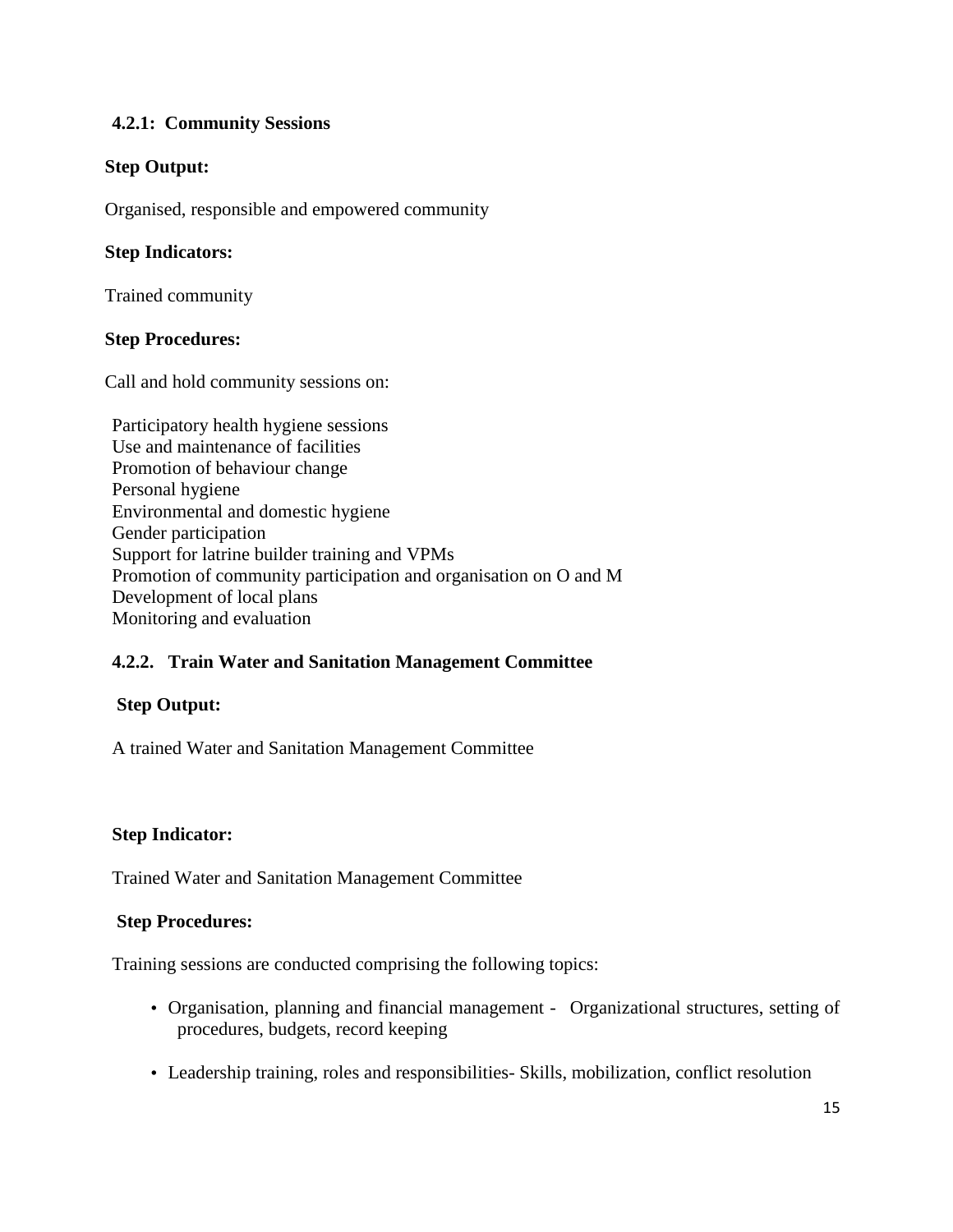### 4.2.1: Community Sessions

**Step Output:**

Organised, responsible and empowered community

**Step Indicators:**

Trained community

**Step Procedures:**

Call and hold community sessions on:

- Participatory health hygiene sessions
- Use and maintenance of facilities
- Promotion of behaviour change
- Personal hygiene
- Environmental and domestic hygiene
- Gender participation
- Support for latrine builder training and VPMs
- Promotion of community participation and organisation on O and M
- Development of local plans
- Monitoring and evaluation

### 4.2.2. Train Water and Sanitation Management Committee

**Step Output:**

A trained Water and Sanitation Management Committee

**Step Indicator:**

Trained Water and Sanitation Management Committee

**Step Procedures:**

Training sessions are conducted comprising the following topics:

- Organisation, planning and financial management - Organizational structures, setting of procedures, budgets, record keeping
- Leadership training, roles and responsibilities- Skills, mobilization, conflict resolution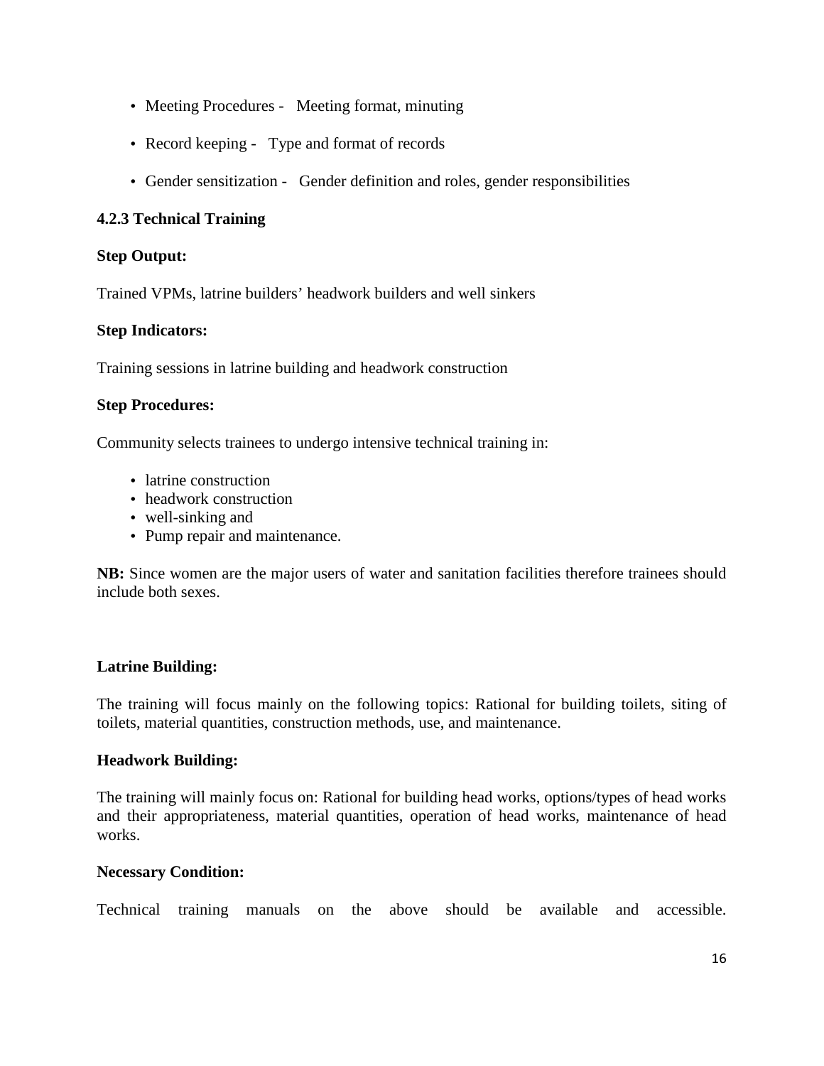- Meeting Procedures - Meeting format, minuting
- Record keeping - Type and format of records
- Gender sensitization - Gender definition and roles, gender responsibilities

### 4.2.3 Technical Training

**Step Output:**

Trained VPMs, latrine builders' headwork builders and well sinkers

**Step Indicators:**

Training sessions in latrine building and headwork construction

**Step Procedures:**

Community selects trainees to undergo intensive technical training in:

- latrine construction
- headwork construction
- well-sinking and
- Pump repair and maintenance.

**NB:** Since women are the major users of water and sanitation facilities therefore trainees should include both sexes.

**Latrine Building:**

The training will focus mainly on the following topics: Rational for building toilets, siting of toilets, material quantities, construction methods, use, and maintenance.

**Headwork Building:**

The training will mainly focus on: Rational for building head works, options/types of head works and their appropriateness, material quantities, operation of head works, maintenance of head works.

**Necessary Condition:**

Technical training manuals on the above should be available and accessible.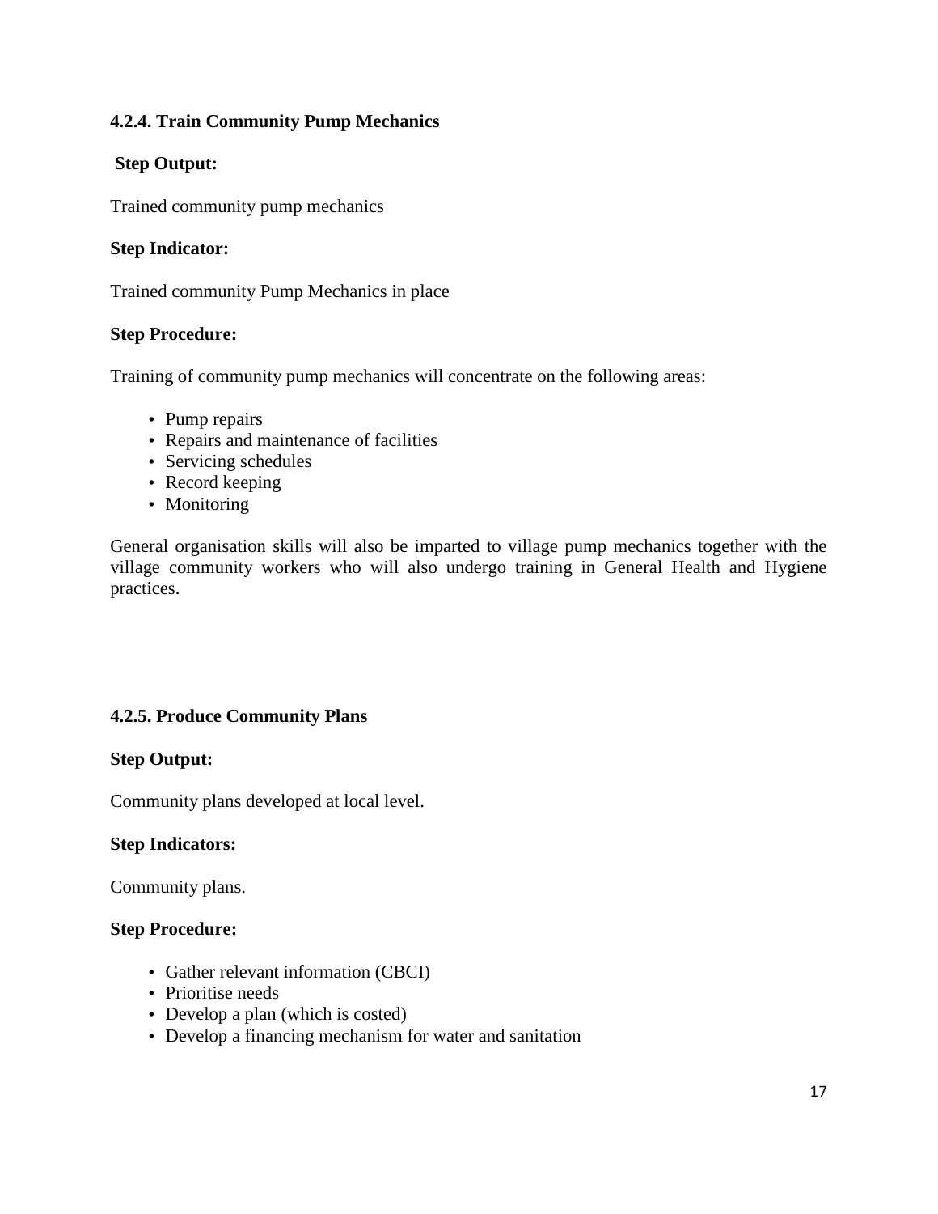### 4.2.4. Train Community Pump Mechanics

**Step Output:**

Trained community pump mechanics

**Step Indicator:**

Trained community Pump Mechanics in place

**Step Procedure:**

Training of community pump mechanics will concentrate on the following areas:

- Pump repairs
- Repairs and maintenance of facilities
- Servicing schedules
- Record keeping
- Monitoring

General organisation skills will also be imparted to village pump mechanics together with the village community workers who will also undergo training in General Health and Hygiene practices.

### 4.2.5. Produce Community Plans

**Step Output:**

Community plans developed at local level.

**Step Indicators:**

Community plans.

**Step Procedure:**

- Gather relevant information (CBCI)
- Prioritise needs
- Develop a plan (which is costed)
- Develop a financing mechanism for water and sanitation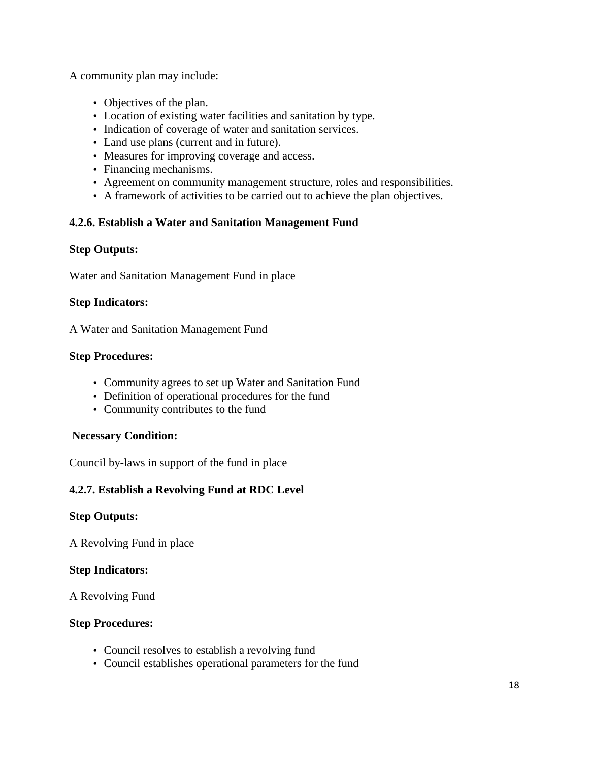A community plan may include:

- Objectives of the plan.
- Location of existing water facilities and sanitation by type.
- Indication of coverage of water and sanitation services.
- Land use plans (current and in future).
- Measures for improving coverage and access.
- Financing mechanisms.
- Agreement on community management structure, roles and responsibilities.
- A framework of activities to be carried out to achieve the plan objectives.

### 4.2.6. Establish a Water and Sanitation Management Fund

**Step Outputs:**

Water and Sanitation Management Fund in place

**Step Indicators:**

A Water and Sanitation Management Fund

**Step Procedures:**

- Community agrees to set up Water and Sanitation Fund
- Definition of operational procedures for the fund
- Community contributes to the fund

**Necessary Condition:**

Council by-laws in support of the fund in place

### 4.2.7. Establish a Revolving Fund at RDC Level

**Step Outputs:**

A Revolving Fund in place

**Step Indicators:**

A Revolving Fund

**Step Procedures:**

- Council resolves to establish a revolving fund
- Council establishes operational parameters for the fund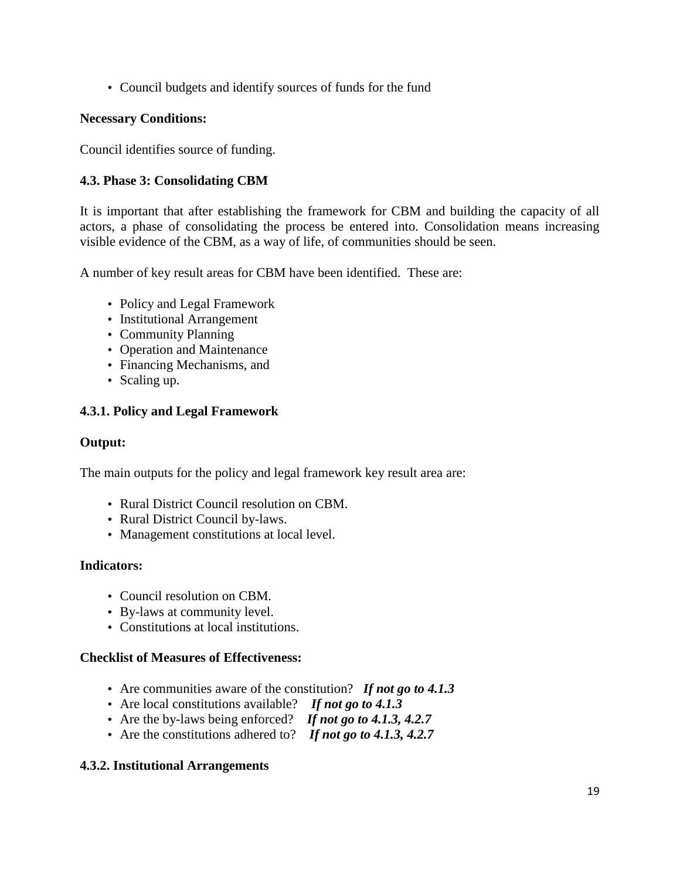- Council budgets and identify sources of funds for the fund

**Necessary Conditions:**

Council identifies source of funding.

### 4.3. Phase 3: Consolidating CBM

It is important that after establishing the framework for CBM and building the capacity of all actors, a phase of consolidating the process be entered into. Consolidation means increasing visible evidence of the CBM, as a way of life, of communities should be seen.

A number of key result areas for CBM have been identified. These are:

- Policy and Legal Framework
- Institutional Arrangement
- Community Planning
- Operation and Maintenance
- Financing Mechanisms, and
- Scaling up.

#### 4.3.1. Policy and Legal Framework

**Output:**

The main outputs for the policy and legal framework key result area are:

- Rural District Council resolution on CBM.
- Rural District Council by-laws.
- Management constitutions at local level.

**Indicators:**

- Council resolution on CBM.
- By-laws at community level.
- Constitutions at local institutions.

**Checklist of Measures of Effectiveness:**

- Are communities aware of the constitution? ***If not go to 4.1.3***
- Are local constitutions available? ***If not go to 4.1.3***
- Are the by-laws being enforced? ***If not go to 4.1.3, 4.2.7***
- Are the constitutions adhered to? ***If not go to 4.1.3, 4.2.7***

#### 4.3.2. Institutional Arrangements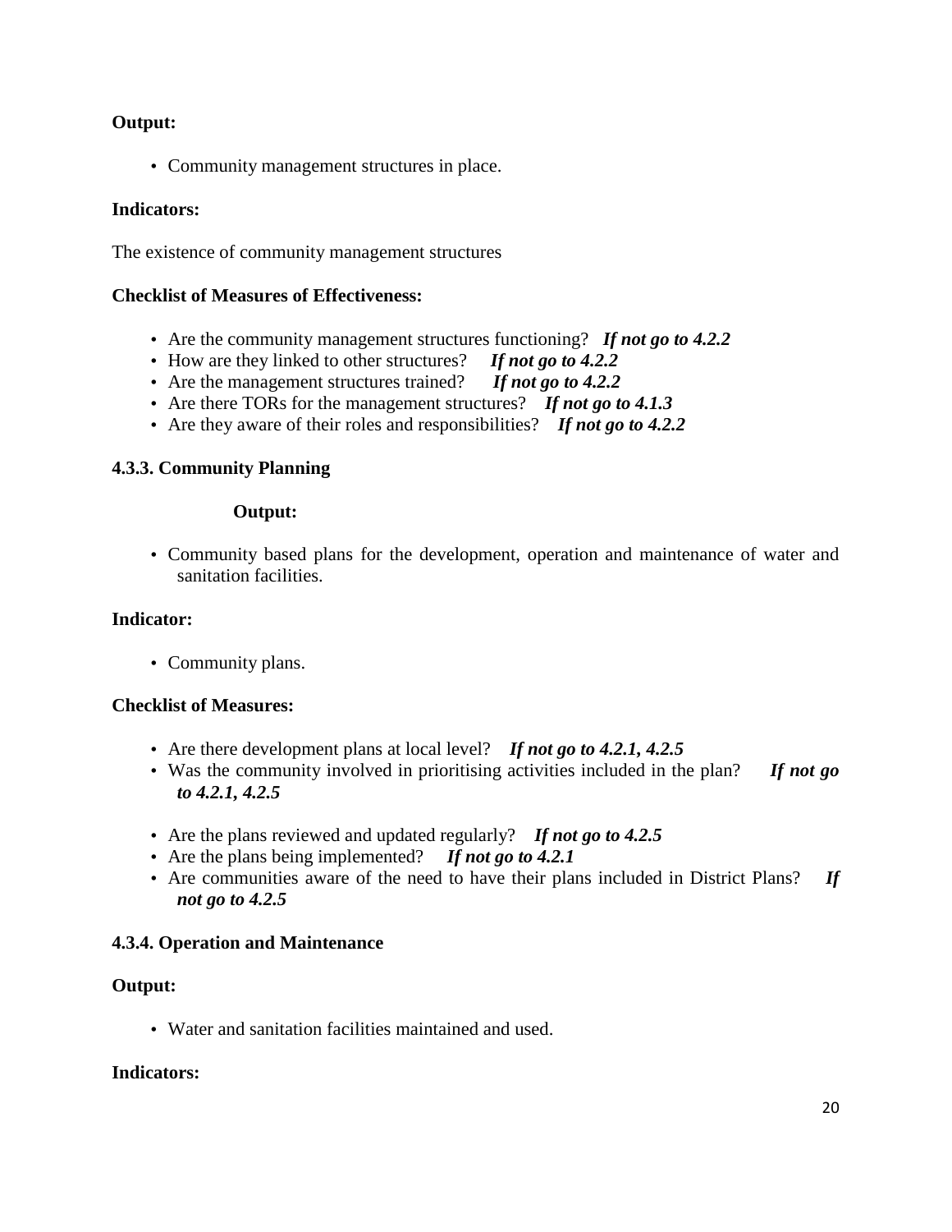**Output:**

- Community management structures in place.

**Indicators:**

The existence of community management structures

**Checklist of Measures of Effectiveness:**

- Are the community management structures functioning? ***If not go to 4.2.2***
- How are they linked to other structures? ***If not go to 4.2.2***
- Are the management structures trained? ***If not go to 4.2.2***
- Are there TORs for the management structures? ***If not go to 4.1.3***
- Are they aware of their roles and responsibilities? ***If not go to 4.2.2***

### 4.3.3. Community Planning

**Output:**

- Community based plans for the development, operation and maintenance of water and sanitation facilities.

**Indicator:**

- Community plans.

**Checklist of Measures:**

- Are there development plans at local level? ***If not go to 4.2.1, 4.2.5***
- Was the community involved in prioritising activities included in the plan? ***If not go to 4.2.1, 4.2.5***
- Are the plans reviewed and updated regularly? ***If not go to 4.2.5***
- Are the plans being implemented? ***If not go to 4.2.1***
- Are communities aware of the need to have their plans included in District Plans? ***If not go to 4.2.5***

### 4.3.4. Operation and Maintenance

**Output:**

- Water and sanitation facilities maintained and used.

**Indicators:**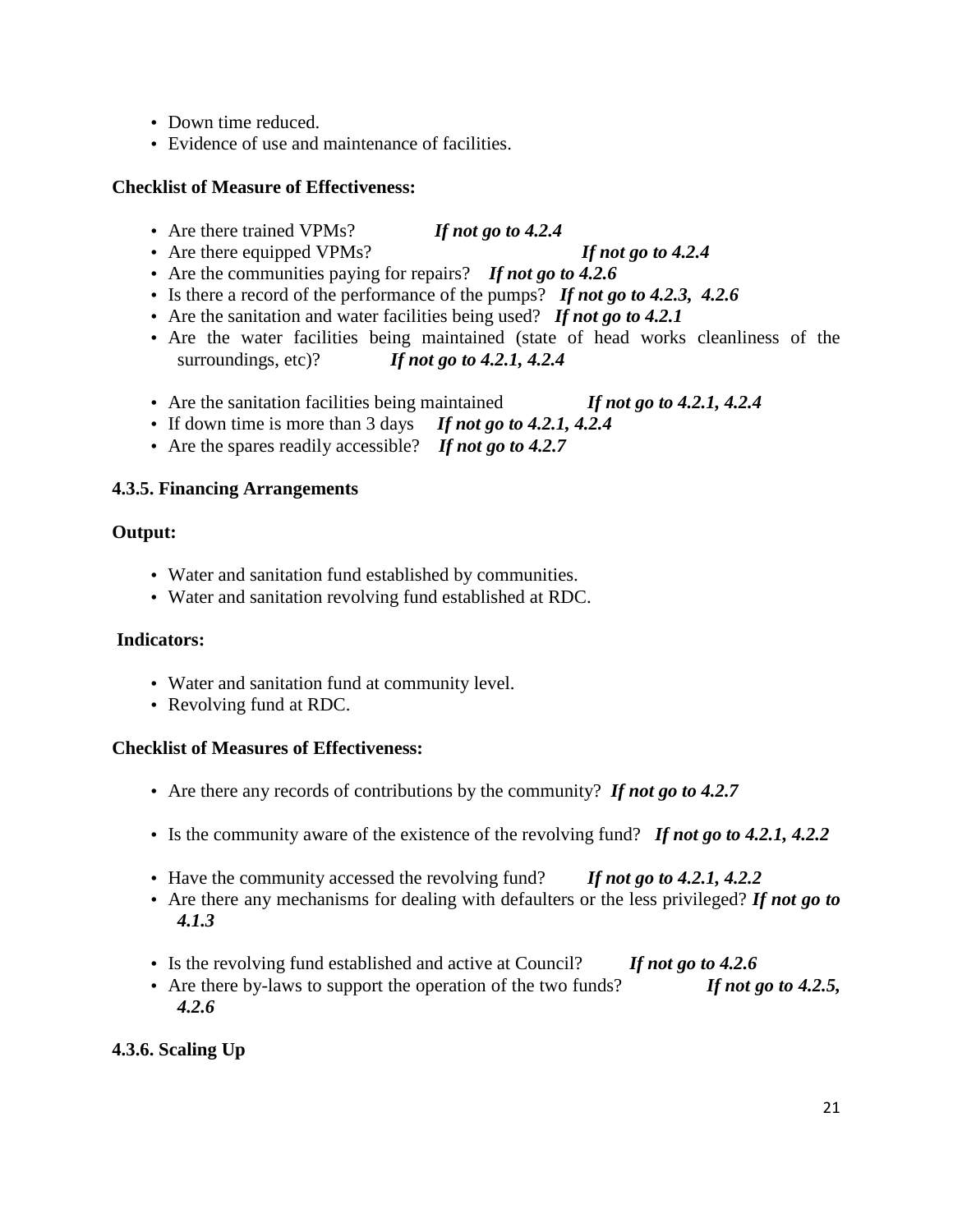- Down time reduced.
- Evidence of use and maintenance of facilities.

**Checklist of Measure of Effectiveness:**

- Are there trained VPMs? ***If not go to 4.2.4***
- Are there equipped VPMs? ***If not go to 4.2.4***
- Are the communities paying for repairs? ***If not go to 4.2.6***
- Is there a record of the performance of the pumps? ***If not go to 4.2.3, 4.2.6***
- Are the sanitation and water facilities being used? ***If not go to 4.2.1***
- Are the water facilities being maintained (state of head works cleanliness of the surroundings, etc)? ***If not go to 4.2.1, 4.2.4***
- Are the sanitation facilities being maintained ***If not go to 4.2.1, 4.2.4***
- If down time is more than 3 days ***If not go to 4.2.1, 4.2.4***
- Are the spares readily accessible? ***If not go to 4.2.7***

### 4.3.5. Financing Arrangements

**Output:**

- Water and sanitation fund established by communities.
- Water and sanitation revolving fund established at RDC.

**Indicators:**

- Water and sanitation fund at community level.
- Revolving fund at RDC.

**Checklist of Measures of Effectiveness:**

- Are there any records of contributions by the community? ***If not go to 4.2.7***
- Is the community aware of the existence of the revolving fund? ***If not go to 4.2.1, 4.2.2***
- Have the community accessed the revolving fund? ***If not go to 4.2.1, 4.2.2***
- Are there any mechanisms for dealing with defaulters or the less privileged? ***If not go to 4.1.3***
- Is the revolving fund established and active at Council? ***If not go to 4.2.6***
- Are there by-laws to support the operation of the two funds? ***If not go to 4.2.5, 4.2.6***

### 4.3.6. Scaling Up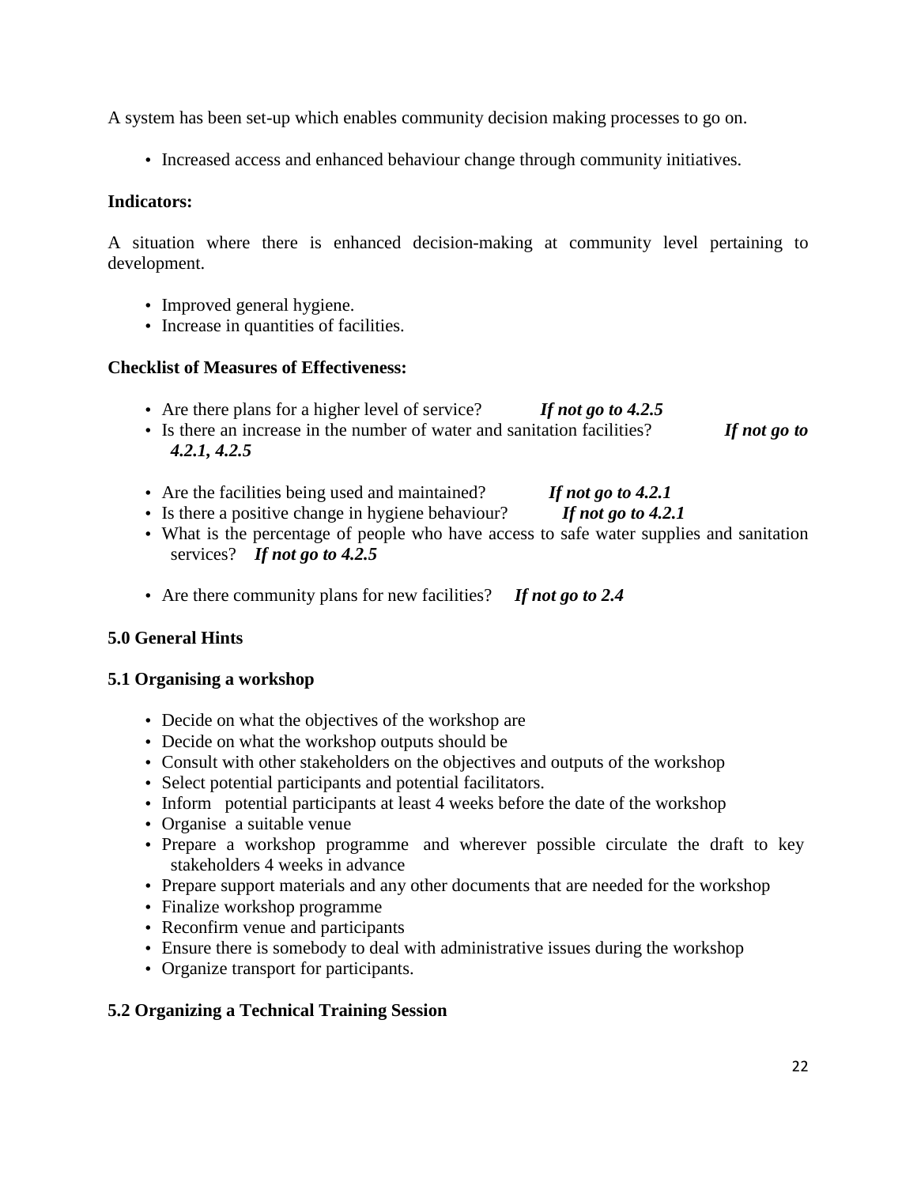A system has been set-up which enables community decision making processes to go on.

- Increased access and enhanced behaviour change through community initiatives.

**Indicators:**

A situation where there is enhanced decision-making at community level pertaining to development.

- Improved general hygiene.
- Increase in quantities of facilities.

**Checklist of Measures of Effectiveness:**

- Are there plans for a higher level of service? ***If not go to 4.2.5***
- Is there an increase in the number of water and sanitation facilities? ***If not go to 4.2.1, 4.2.5***
- Are the facilities being used and maintained? ***If not go to 4.2.1***
- Is there a positive change in hygiene behaviour? ***If not go to 4.2.1***
- What is the percentage of people who have access to safe water supplies and sanitation services? ***If not go to 4.2.5***
- Are there community plans for new facilities? ***If not go to 2.4***

## 5.0 General Hints

### 5.1 Organising a workshop

- Decide on what the objectives of the workshop are
- Decide on what the workshop outputs should be
- Consult with other stakeholders on the objectives and outputs of the workshop
- Select potential participants and potential facilitators.
- Inform potential participants at least 4 weeks before the date of the workshop
- Organise a suitable venue
- Prepare a workshop programme and wherever possible circulate the draft to key stakeholders 4 weeks in advance
- Prepare support materials and any other documents that are needed for the workshop
- Finalize workshop programme
- Reconfirm venue and participants
- Ensure there is somebody to deal with administrative issues during the workshop
- Organize transport for participants.

### 5.2 Organizing a Technical Training Session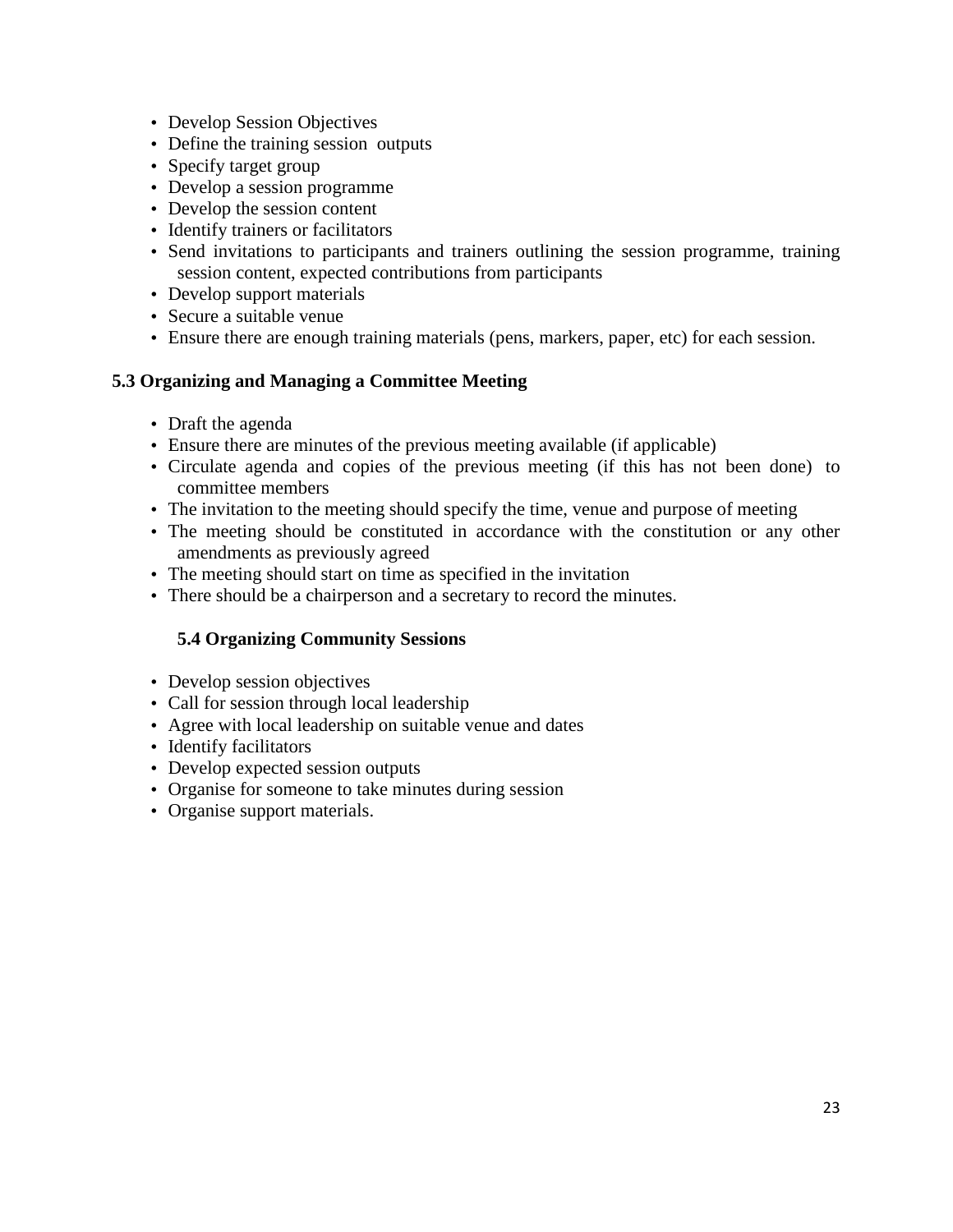- Develop Session Objectives
- Define the training session outputs
- Specify target group
- Develop a session programme
- Develop the session content
- Identify trainers or facilitators
- Send invitations to participants and trainers outlining the session programme, training session content, expected contributions from participants
- Develop support materials
- Secure a suitable venue
- Ensure there are enough training materials (pens, markers, paper, etc) for each session.

### 5.3 Organizing and Managing a Committee Meeting

- Draft the agenda
- Ensure there are minutes of the previous meeting available (if applicable)
- Circulate agenda and copies of the previous meeting (if this has not been done) to committee members
- The invitation to the meeting should specify the time, venue and purpose of meeting
- The meeting should be constituted in accordance with the constitution or any other amendments as previously agreed
- The meeting should start on time as specified in the invitation
- There should be a chairperson and a secretary to record the minutes.

### 5.4 Organizing Community Sessions

- Develop session objectives
- Call for session through local leadership
- Agree with local leadership on suitable venue and dates
- Identify facilitators
- Develop expected session outputs
- Organise for someone to take minutes during session
- Organise support materials.